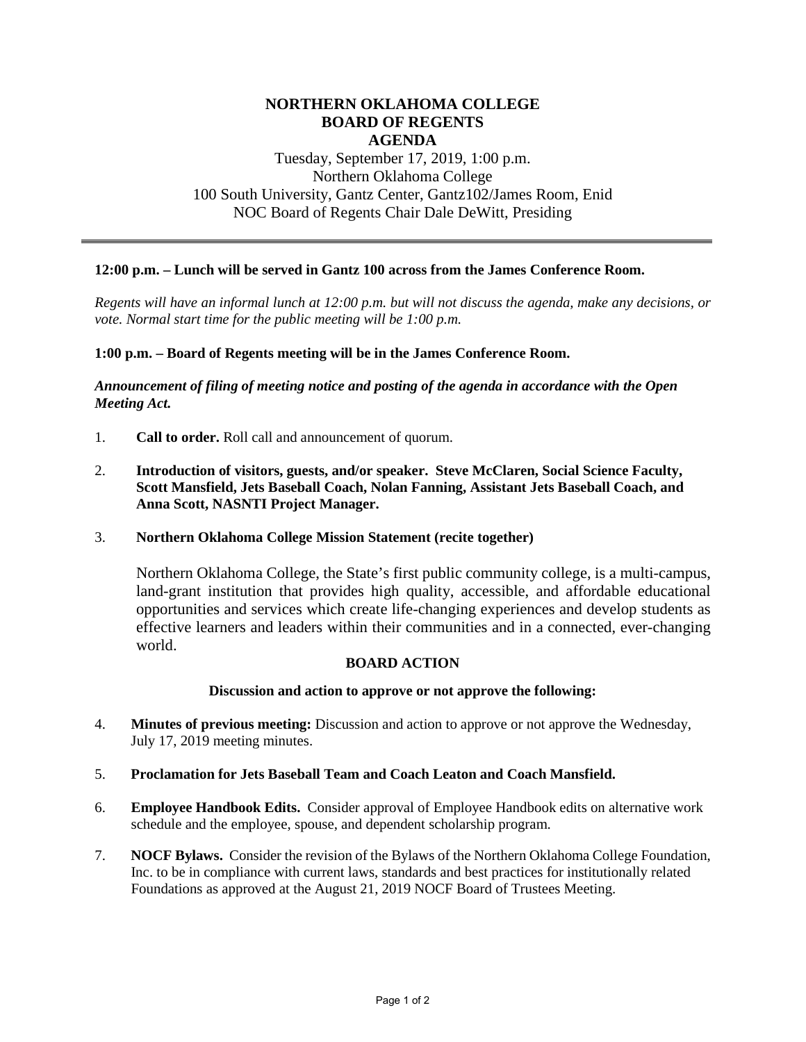# NORTHERN OKLAHOMA COLLEGE
# BOARD OF REGENTS
# AGENDA

Tuesday, September 17, 2019, 1:00 p.m.
Northern Oklahoma College
100 South University, Gantz Center, Gantz102/James Room, Enid
NOC Board of Regents Chair Dale DeWitt, Presiding

---

**12:00 p.m. – Lunch will be served in Gantz 100 across from the James Conference Room.**

*Regents will have an informal lunch at 12:00 p.m. but will not discuss the agenda, make any decisions, or vote. Normal start time for the public meeting will be 1:00 p.m.*

**1:00 p.m. – Board of Regents meeting will be in the James Conference Room.**

***Announcement of filing of meeting notice and posting of the agenda in accordance with the Open Meeting Act.***

1. **Call to order.** Roll call and announcement of quorum.

2. **Introduction of visitors, guests, and/or speaker. Steve McClaren, Social Science Faculty, Scott Mansfield, Jets Baseball Coach, Nolan Fanning, Assistant Jets Baseball Coach, and Anna Scott, NASNTI Project Manager.**

3. **Northern Oklahoma College Mission Statement (recite together)**

   Northern Oklahoma College, the State's first public community college, is a multi-campus, land-grant institution that provides high quality, accessible, and affordable educational opportunities and services which create life-changing experiences and develop students as effective learners and leaders within their communities and in a connected, ever-changing world.

**BOARD ACTION**

**Discussion and action to approve or not approve the following:**

4. **Minutes of previous meeting:** Discussion and action to approve or not approve the Wednesday, July 17, 2019 meeting minutes.

5. **Proclamation for Jets Baseball Team and Coach Leaton and Coach Mansfield.**

6. **Employee Handbook Edits.** Consider approval of Employee Handbook edits on alternative work schedule and the employee, spouse, and dependent scholarship program.

7. **NOCF Bylaws.** Consider the revision of the Bylaws of the Northern Oklahoma College Foundation, Inc. to be in compliance with current laws, standards and best practices for institutionally related Foundations as approved at the August 21, 2019 NOCF Board of Trustees Meeting.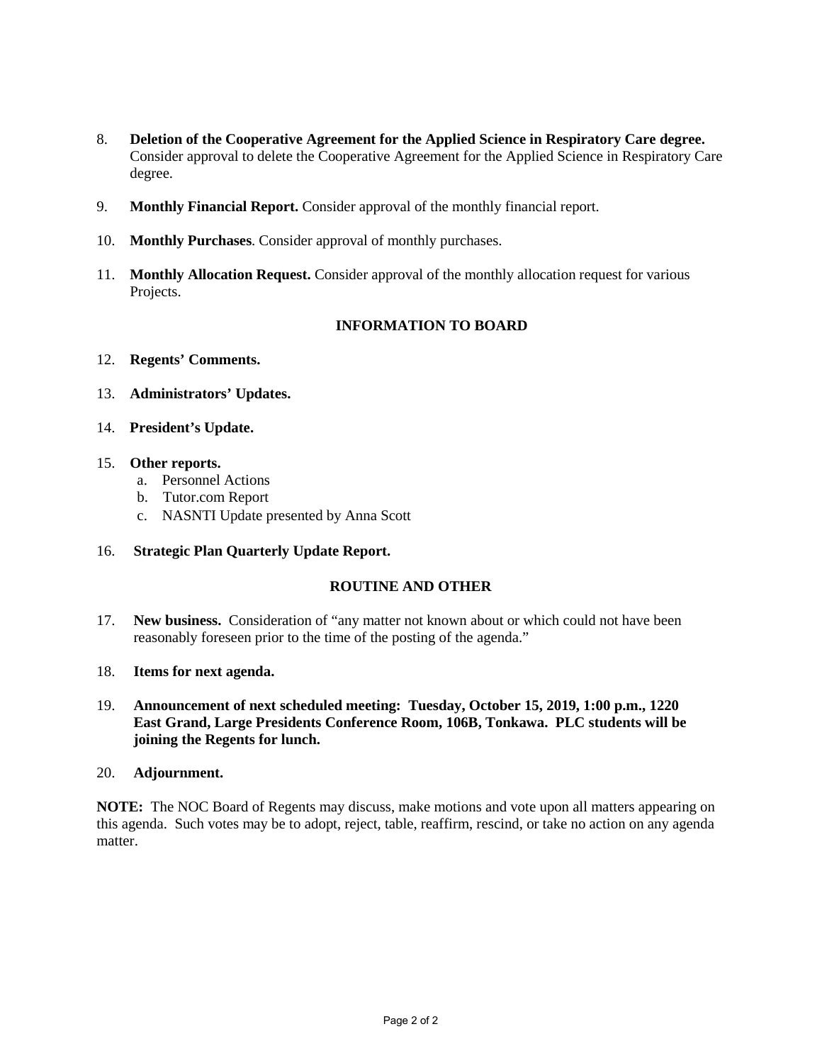8. **Deletion of the Cooperative Agreement for the Applied Science in Respiratory Care degree.** Consider approval to delete the Cooperative Agreement for the Applied Science in Respiratory Care degree.

9. **Monthly Financial Report.** Consider approval of the monthly financial report.

10. **Monthly Purchases**. Consider approval of monthly purchases.

11. **Monthly Allocation Request.** Consider approval of the monthly allocation request for various Projects.

## INFORMATION TO BOARD

12. **Regents' Comments.**

13. **Administrators' Updates.**

14. **President's Update.**

15. **Other reports.**
    a. Personnel Actions
    b. Tutor.com Report
    c. NASNTI Update presented by Anna Scott

16. **Strategic Plan Quarterly Update Report.**

## ROUTINE AND OTHER

17. **New business.** Consideration of "any matter not known about or which could not have been reasonably foreseen prior to the time of the posting of the agenda."

18. **Items for next agenda.**

19. **Announcement of next scheduled meeting: Tuesday, October 15, 2019, 1:00 p.m., 1220 East Grand, Large Presidents Conference Room, 106B, Tonkawa. PLC students will be joining the Regents for lunch.**

20. **Adjournment.**

**NOTE:** The NOC Board of Regents may discuss, make motions and vote upon all matters appearing on this agenda. Such votes may be to adopt, reject, table, reaffirm, rescind, or take no action on any agenda matter.